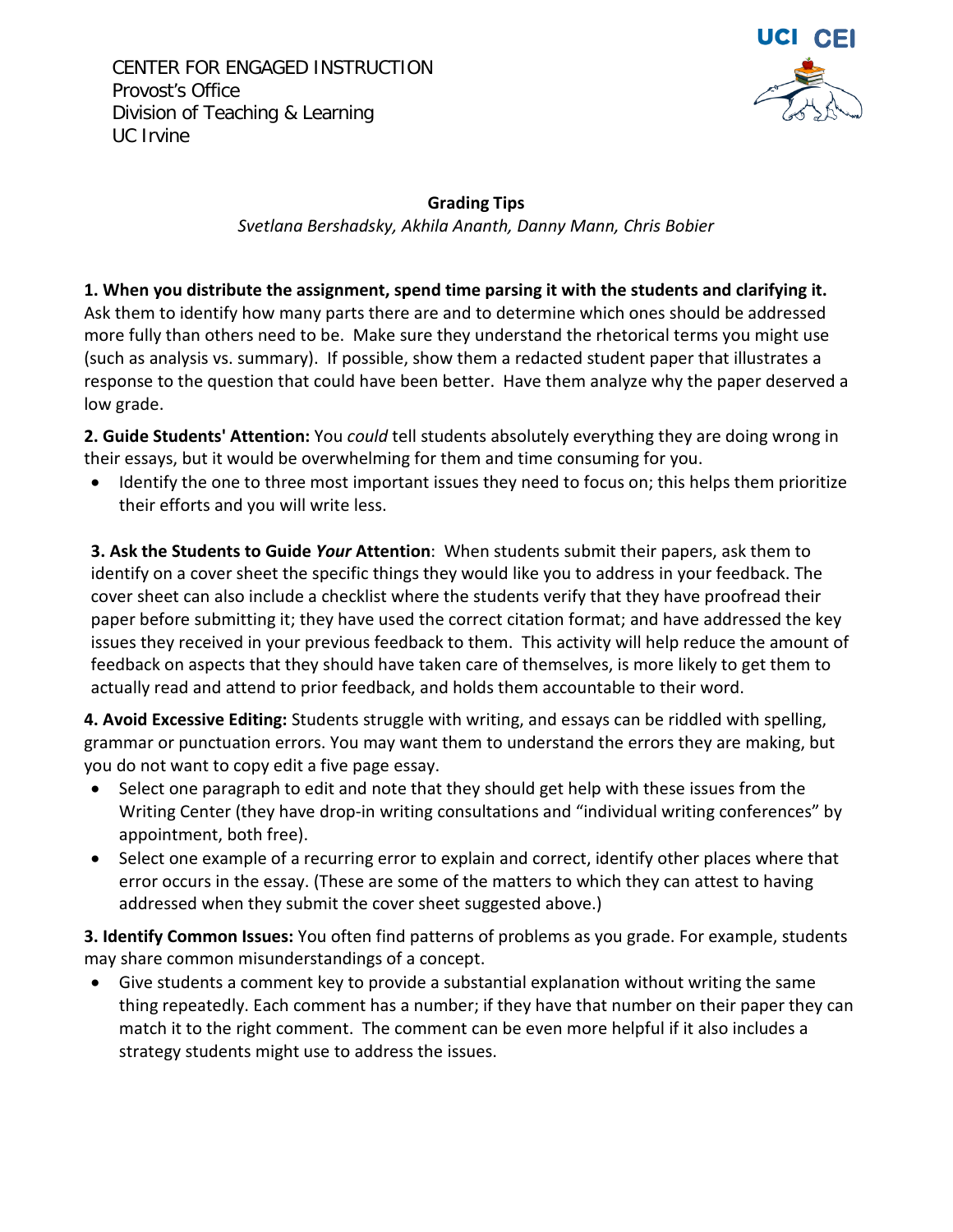CENTER FOR ENGAGED INSTRUCTION
Provost's Office
Division of Teaching & Learning
UC Irvine

UCI CEI

# Grading Tips

*Svetlana Bershadsky, Akhila Ananth, Danny Mann, Chris Bobier*

**1. When you distribute the assignment, spend time parsing it with the students and clarifying it.** Ask them to identify how many parts there are and to determine which ones should be addressed more fully than others need to be. Make sure they understand the rhetorical terms you might use (such as analysis vs. summary). If possible, show them a redacted student paper that illustrates a response to the question that could have been better. Have them analyze why the paper deserved a low grade.

**2. Guide Students' Attention:** You *could* tell students absolutely everything they are doing wrong in their essays, but it would be overwhelming for them and time consuming for you.

- Identify the one to three most important issues they need to focus on; this helps them prioritize their efforts and you will write less.

**3. Ask the Students to Guide *Your* Attention**: When students submit their papers, ask them to identify on a cover sheet the specific things they would like you to address in your feedback. The cover sheet can also include a checklist where the students verify that they have proofread their paper before submitting it; they have used the correct citation format; and have addressed the key issues they received in your previous feedback to them. This activity will help reduce the amount of feedback on aspects that they should have taken care of themselves, is more likely to get them to actually read and attend to prior feedback, and holds them accountable to their word.

**4. Avoid Excessive Editing:** Students struggle with writing, and essays can be riddled with spelling, grammar or punctuation errors. You may want them to understand the errors they are making, but you do not want to copy edit a five page essay.

- Select one paragraph to edit and note that they should get help with these issues from the Writing Center (they have drop-in writing consultations and "individual writing conferences" by appointment, both free).
- Select one example of a recurring error to explain and correct, identify other places where that error occurs in the essay. (These are some of the matters to which they can attest to having addressed when they submit the cover sheet suggested above.)

**3. Identify Common Issues:** You often find patterns of problems as you grade. For example, students may share common misunderstandings of a concept.

- Give students a comment key to provide a substantial explanation without writing the same thing repeatedly. Each comment has a number; if they have that number on their paper they can match it to the right comment. The comment can be even more helpful if it also includes a strategy students might use to address the issues.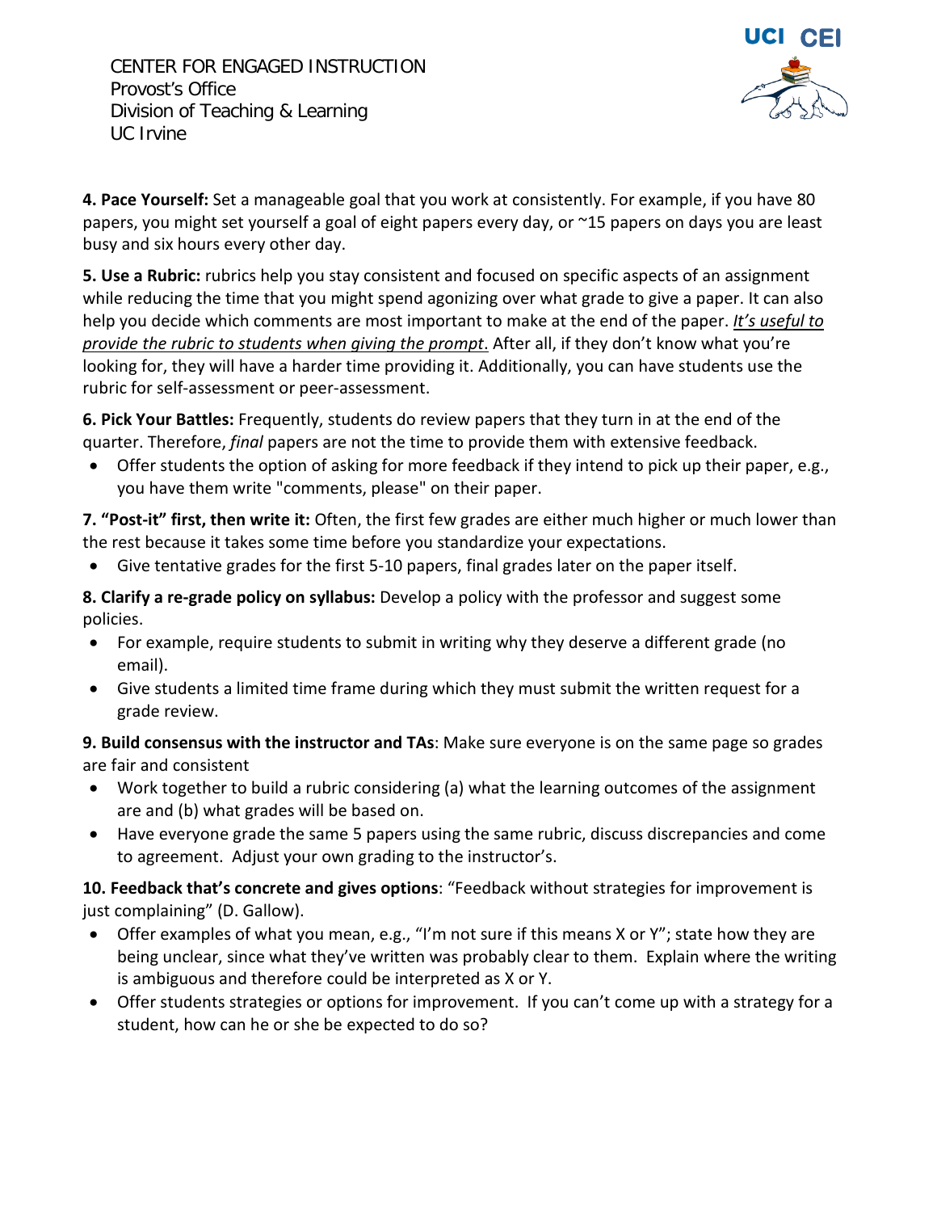**4. Pace Yourself:** Set a manageable goal that you work at consistently. For example, if you have 80 papers, you might set yourself a goal of eight papers every day, or ~15 papers on days you are least busy and six hours every other day.

**5. Use a Rubric:** rubrics help you stay consistent and focused on specific aspects of an assignment while reducing the time that you might spend agonizing over what grade to give a paper. It can also help you decide which comments are most important to make at the end of the paper. *It's useful to provide the rubric to students when giving the prompt*. After all, if they don't know what you're looking for, they will have a harder time providing it. Additionally, you can have students use the rubric for self-assessment or peer-assessment.

**6. Pick Your Battles:** Frequently, students do review papers that they turn in at the end of the quarter. Therefore, *final* papers are not the time to provide them with extensive feedback.

- Offer students the option of asking for more feedback if they intend to pick up their paper, e.g., you have them write "comments, please" on their paper.

**7. "Post-it" first, then write it:** Often, the first few grades are either much higher or much lower than the rest because it takes some time before you standardize your expectations.

- Give tentative grades for the first 5-10 papers, final grades later on the paper itself.

**8. Clarify a re-grade policy on syllabus:** Develop a policy with the professor and suggest some policies.

- For example, require students to submit in writing why they deserve a different grade (no email).
- Give students a limited time frame during which they must submit the written request for a grade review.

**9. Build consensus with the instructor and TAs**: Make sure everyone is on the same page so grades are fair and consistent

- Work together to build a rubric considering (a) what the learning outcomes of the assignment are and (b) what grades will be based on.
- Have everyone grade the same 5 papers using the same rubric, discuss discrepancies and come to agreement. Adjust your own grading to the instructor's.

**10. Feedback that's concrete and gives options**: "Feedback without strategies for improvement is just complaining" (D. Gallow).

- Offer examples of what you mean, e.g., "I'm not sure if this means X or Y"; state how they are being unclear, since what they've written was probably clear to them. Explain where the writing is ambiguous and therefore could be interpreted as X or Y.
- Offer students strategies or options for improvement. If you can't come up with a strategy for a student, how can he or she be expected to do so?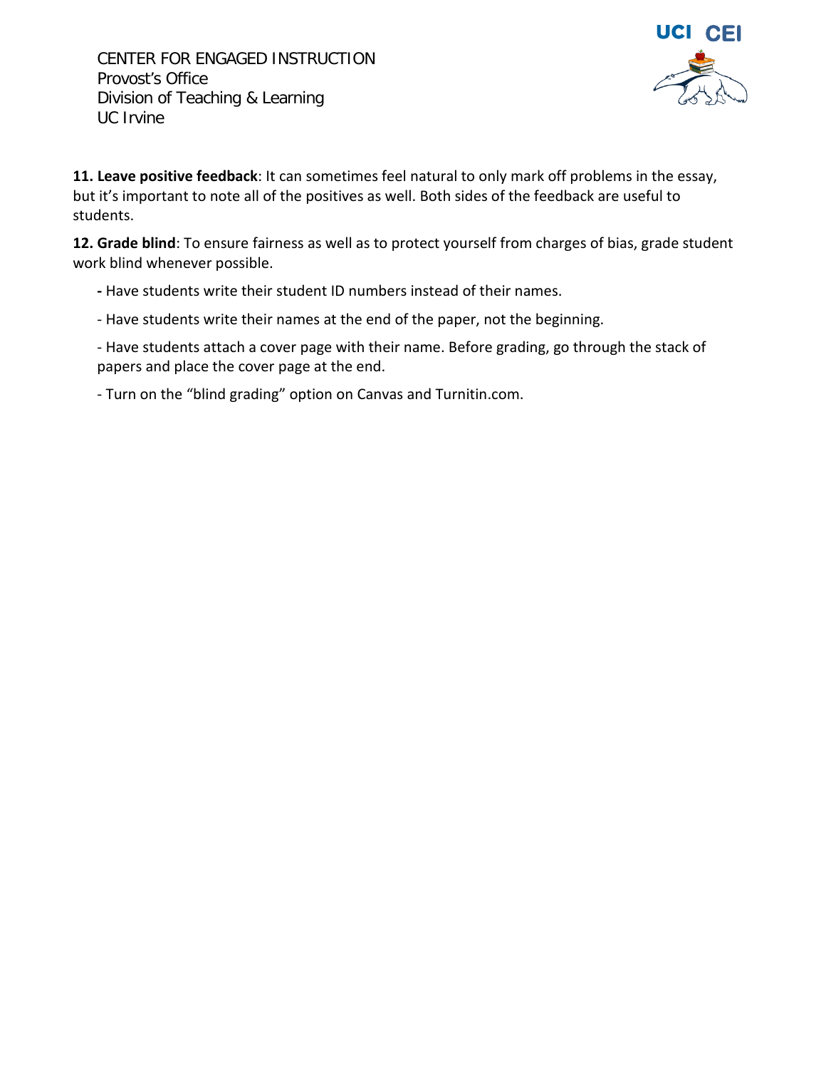**11. Leave positive feedback**: It can sometimes feel natural to only mark off problems in the essay, but it's important to note all of the positives as well. Both sides of the feedback are useful to students.

**12. Grade blind**: To ensure fairness as well as to protect yourself from charges of bias, grade student work blind whenever possible.

- Have students write their student ID numbers instead of their names.
- Have students write their names at the end of the paper, not the beginning.
- Have students attach a cover page with their name. Before grading, go through the stack of papers and place the cover page at the end.
- Turn on the "blind grading" option on Canvas and Turnitin.com.